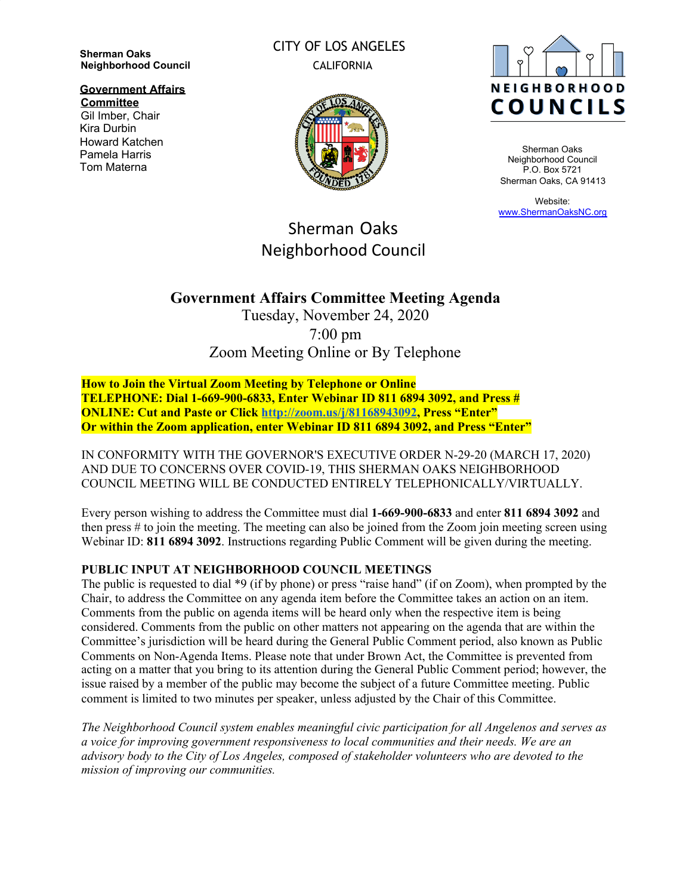**Sherman Oaks Neighborhood Council**

**Government Affairs Committee**
Gil Imber, Chair
Kira Durbin
Howard Katchen
Pamela Harris
Tom Materna

CITY OF LOS ANGELES
CALIFORNIA

NEIGHBORHOOD COUNCILS

Sherman Oaks Neighborhood Council
P.O. Box 5721
Sherman Oaks, CA 91413

Website:
www.ShermanOaksNC.org

# Sherman Oaks Neighborhood Council

## Government Affairs Committee Meeting Agenda

Tuesday, November 24, 2020
7:00 pm
Zoom Meeting Online or By Telephone

**How to Join the Virtual Zoom Meeting by Telephone or Online**
**TELEPHONE: Dial 1-669-900-6833, Enter Webinar ID 811 6894 3092, and Press #**
**ONLINE: Cut and Paste or Click http://zoom.us/j/81168943092, Press "Enter"**
**Or within the Zoom application, enter Webinar ID 811 6894 3092, and Press "Enter"**

IN CONFORMITY WITH THE GOVERNOR'S EXECUTIVE ORDER N-29-20 (MARCH 17, 2020) AND DUE TO CONCERNS OVER COVID-19, THIS SHERMAN OAKS NEIGHBORHOOD COUNCIL MEETING WILL BE CONDUCTED ENTIRELY TELEPHONICALLY/VIRTUALLY.

Every person wishing to address the Committee must dial **1-669-900-6833** and enter **811 6894 3092** and then press # to join the meeting. The meeting can also be joined from the Zoom join meeting screen using Webinar ID: **811 6894 3092**. Instructions regarding Public Comment will be given during the meeting.

**PUBLIC INPUT AT NEIGHBORHOOD COUNCIL MEETINGS**
The public is requested to dial *9 (if by phone) or press "raise hand" (if on Zoom), when prompted by the Chair, to address the Committee on any agenda item before the Committee takes an action on an item. Comments from the public on agenda items will be heard only when the respective item is being considered. Comments from the public on other matters not appearing on the agenda that are within the Committee's jurisdiction will be heard during the General Public Comment period, also known as Public Comments on Non-Agenda Items. Please note that under Brown Act, the Committee is prevented from acting on a matter that you bring to its attention during the General Public Comment period; however, the issue raised by a member of the public may become the subject of a future Committee meeting. Public comment is limited to two minutes per speaker, unless adjusted by the Chair of this Committee.

*The Neighborhood Council system enables meaningful civic participation for all Angelenos and serves as a voice for improving government responsiveness to local communities and their needs. We are an advisory body to the City of Los Angeles, composed of stakeholder volunteers who are devoted to the mission of improving our communities.*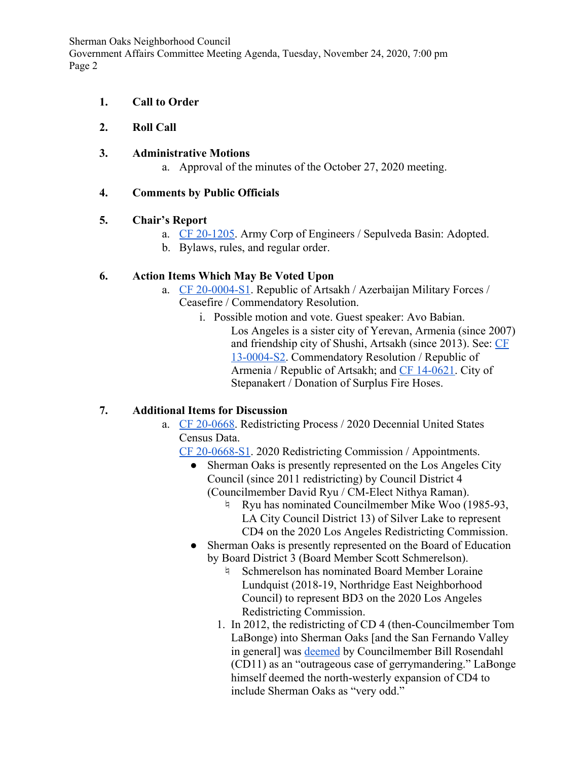1. **Call to Order**

2. **Roll Call**

3. **Administrative Motions**
   a. Approval of the minutes of the October 27, 2020 meeting.

4. **Comments by Public Officials**

5. **Chair's Report**
   a. CF 20-1205. Army Corp of Engineers / Sepulveda Basin: Adopted.
   b. Bylaws, rules, and regular order.

6. **Action Items Which May Be Voted Upon**
   a. CF 20-0004-S1. Republic of Artsakh / Azerbaijan Military Forces / Ceasefire / Commendatory Resolution.
      i. Possible motion and vote. Guest speaker: Avo Babian.
         Los Angeles is a sister city of Yerevan, Armenia (since 2007) and friendship city of Shushi, Artsakh (since 2013). See: CF 13-0004-S2. Commendatory Resolution / Republic of Armenia / Republic of Artsakh; and CF 14-0621. City of Stepanakert / Donation of Surplus Fire Hoses.

7. **Additional Items for Discussion**
   a. CF 20-0668. Redistricting Process / 2020 Decennial United States Census Data.
      CF 20-0668-S1. 2020 Redistricting Commission / Appointments.
      - Sherman Oaks is presently represented on the Los Angeles City Council (since 2011 redistricting) by Council District 4 (Councilmember David Ryu / CM-Elect Nithya Raman).
        - Ryu has nominated Councilmember Mike Woo (1985-93, LA City Council District 13) of Silver Lake to represent CD4 on the 2020 Los Angeles Redistricting Commission.
      - Sherman Oaks is presently represented on the Board of Education by Board District 3 (Board Member Scott Schmerelson).
        - Schmerelson has nominated Board Member Loraine Lundquist (2018-19, Northridge East Neighborhood Council) to represent BD3 on the 2020 Los Angeles Redistricting Commission.
      1. In 2012, the redistricting of CD 4 (then-Councilmember Tom LaBonge) into Sherman Oaks [and the San Fernando Valley in general] was deemed by Councilmember Bill Rosendahl (CD11) as an "outrageous case of gerrymandering." LaBonge himself deemed the north-westerly expansion of CD4 to include Sherman Oaks as "very odd."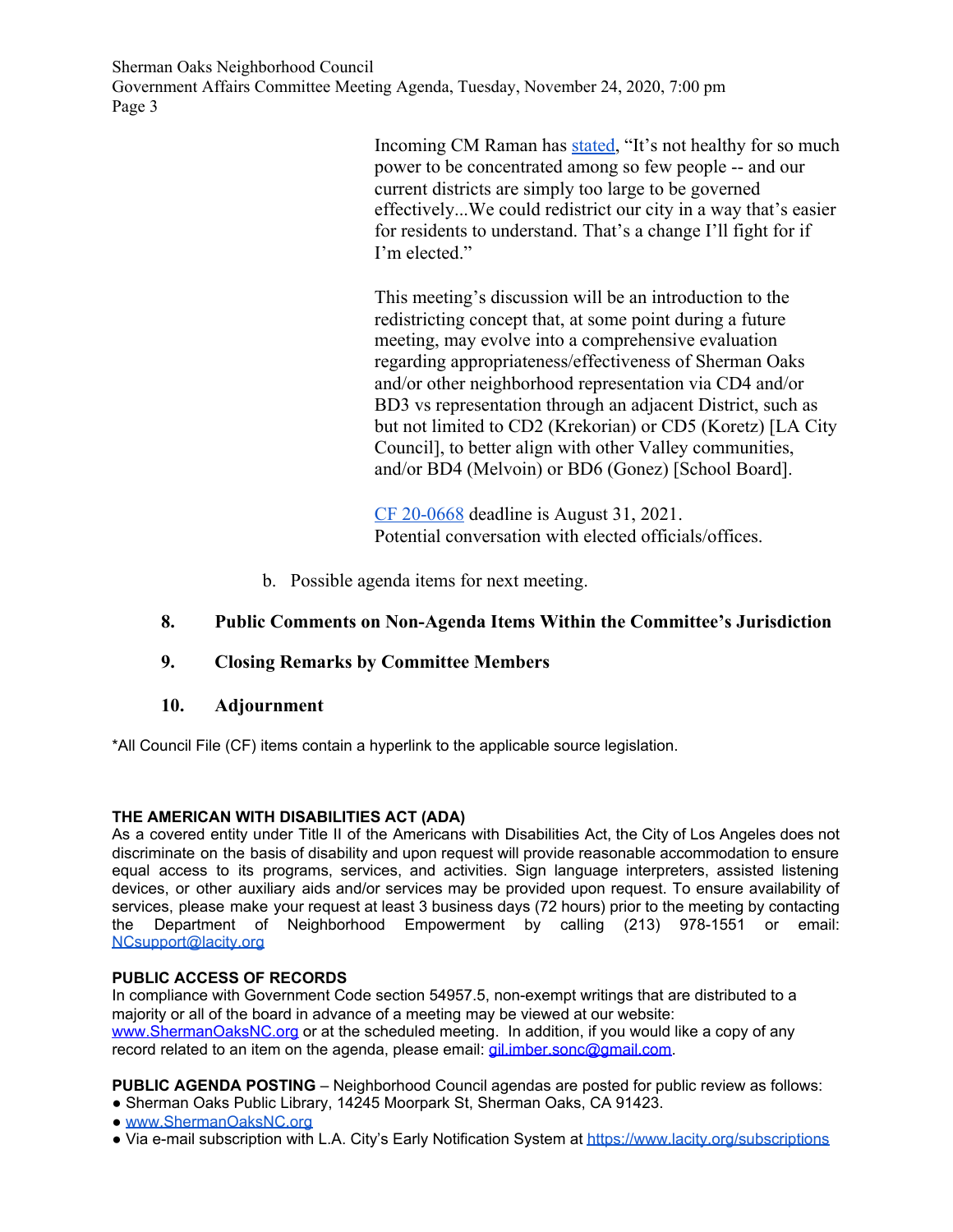Incoming CM Raman has stated, “It’s not healthy for so much power to be concentrated among so few people -- and our current districts are simply too large to be governed effectively...We could redistrict our city in a way that’s easier for residents to understand. That’s a change I’ll fight for if I’m elected.”

This meeting’s discussion will be an introduction to the redistricting concept that, at some point during a future meeting, may evolve into a comprehensive evaluation regarding appropriateness/effectiveness of Sherman Oaks and/or other neighborhood representation via CD4 and/or BD3 vs representation through an adjacent District, such as but not limited to CD2 (Krekorian) or CD5 (Koretz) [LA City Council], to better align with other Valley communities, and/or BD4 (Melvoin) or BD6 (Gonez) [School Board].

CF 20-0668 deadline is August 31, 2021.
Potential conversation with elected officials/offices.

b. Possible agenda items for next meeting.

**8. Public Comments on Non-Agenda Items Within the Committee’s Jurisdiction**

**9. Closing Remarks by Committee Members**

**10. Adjournment**

*All Council File (CF) items contain a hyperlink to the applicable source legislation.

**THE AMERICAN WITH DISABILITIES ACT (ADA)**
As a covered entity under Title II of the Americans with Disabilities Act, the City of Los Angeles does not discriminate on the basis of disability and upon request will provide reasonable accommodation to ensure equal access to its programs, services, and activities. Sign language interpreters, assisted listening devices, or other auxiliary aids and/or services may be provided upon request. To ensure availability of services, please make your request at least 3 business days (72 hours) prior to the meeting by contacting the Department of Neighborhood Empowerment by calling (213) 978-1551 or email: NCsupport@lacity.org

**PUBLIC ACCESS OF RECORDS**
In compliance with Government Code section 54957.5, non-exempt writings that are distributed to a majority or all of the board in advance of a meeting may be viewed at our website: www.ShermanOaksNC.org or at the scheduled meeting. In addition, if you would like a copy of any record related to an item on the agenda, please email: gil.imber.sonc@gmail.com.

**PUBLIC AGENDA POSTING** – Neighborhood Council agendas are posted for public review as follows:
- Sherman Oaks Public Library, 14245 Moorpark St, Sherman Oaks, CA 91423.
- www.ShermanOaksNC.org
- Via e-mail subscription with L.A. City’s Early Notification System at https://www.lacity.org/subscriptions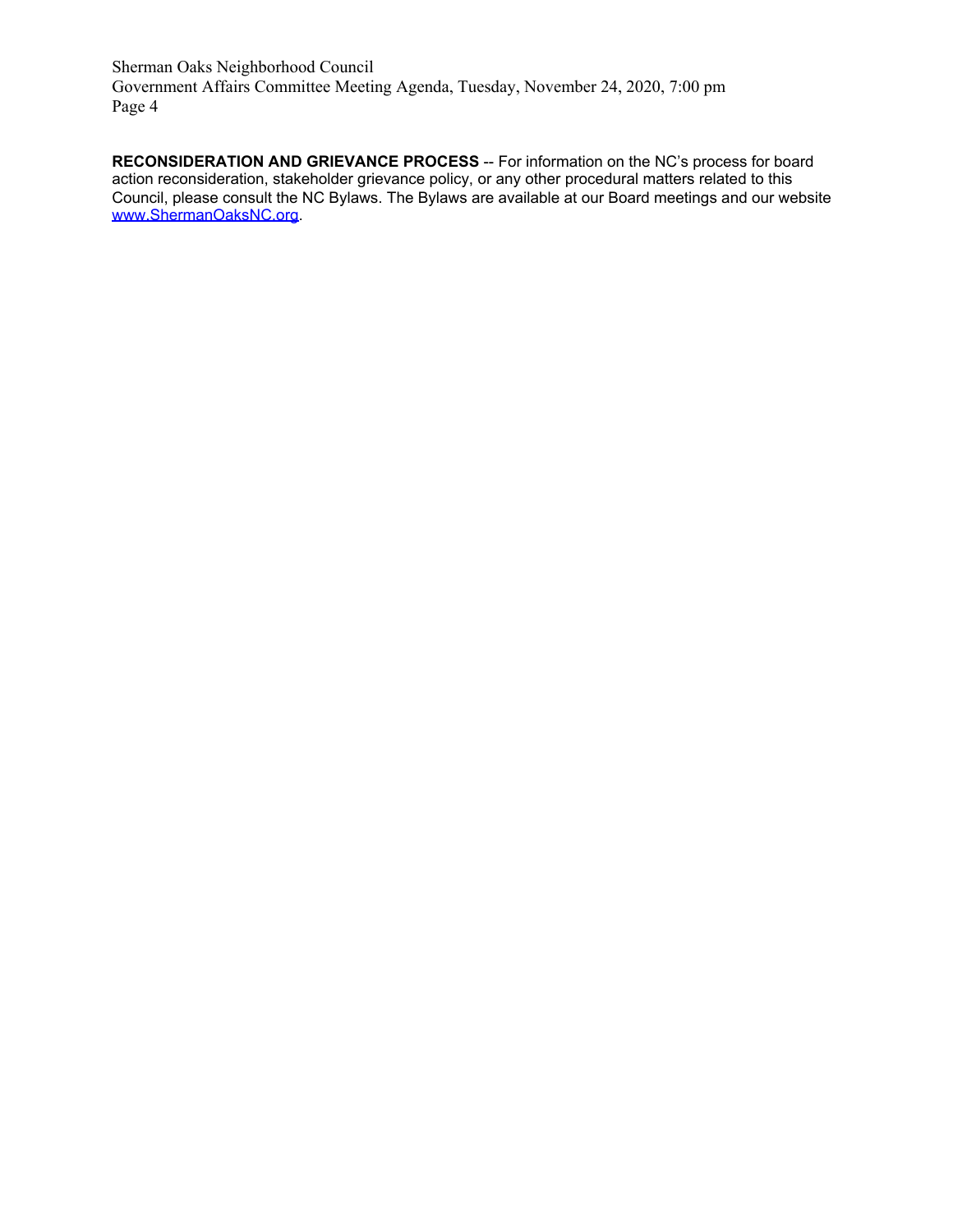**RECONSIDERATION AND GRIEVANCE PROCESS** -- For information on the NC's process for board action reconsideration, stakeholder grievance policy, or any other procedural matters related to this Council, please consult the NC Bylaws. The Bylaws are available at our Board meetings and our website [www.ShermanOaksNC.org](http://www.ShermanOaksNC.org).